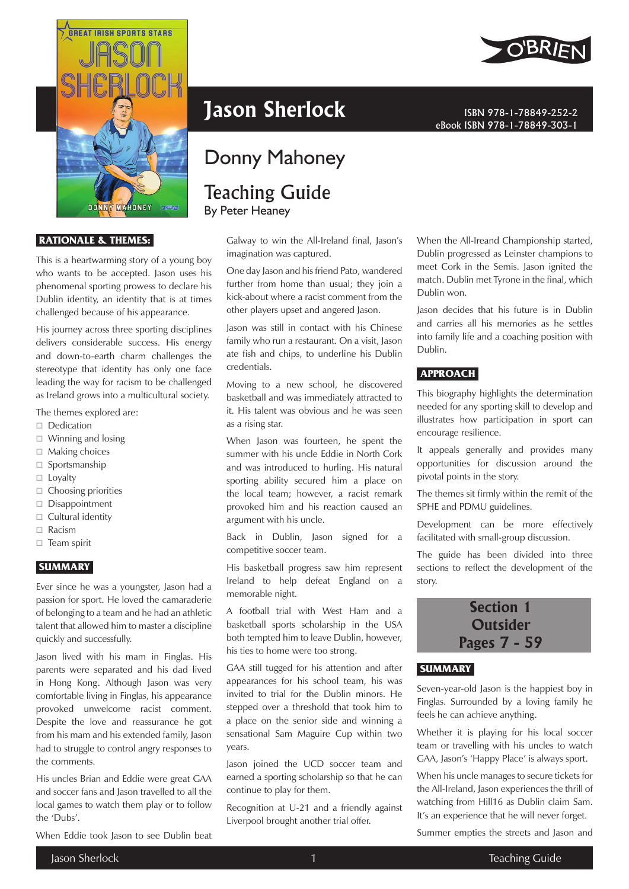# Jason Sherlock

ISBN 978-1-78849-252-2
eBook ISBN 978-1-78849-303-1

## Donny Mahoney

## Teaching Guide

By Peter Heaney

### RATIONALE & THEMES:

This is a heartwarming story of a young boy who wants to be accepted. Jason uses his phenomenal sporting prowess to declare his Dublin identity, an identity that is at times challenged because of his appearance.

His journey across three sporting disciplines delivers considerable success. His energy and down-to-earth charm challenges the stereotype that identity has only one face leading the way for racism to be challenged as Ireland grows into a multicultural society.

The themes explored are:

- Dedication
- Winning and losing
- Making choices
- Sportsmanship
- Loyalty
- Choosing priorities
- Disappointment
- Cultural identity
- Racism
- Team spirit

### SUMMARY

Ever since he was a youngster, Jason had a passion for sport. He loved the camaraderie of belonging to a team and he had an athletic talent that allowed him to master a discipline quickly and successfully.

Jason lived with his mam in Finglas. His parents were separated and his dad lived in Hong Kong. Although Jason was very comfortable living in Finglas, his appearance provoked unwelcome racist comment. Despite the love and reassurance he got from his mam and his extended family, Jason had to struggle to control angry responses to the comments.

His uncles Brian and Eddie were great GAA and soccer fans and Jason travelled to all the local games to watch them play or to follow the 'Dubs'.

When Eddie took Jason to see Dublin beat Galway to win the All-Ireland final, Jason's imagination was captured.

One day Jason and his friend Pato, wandered further from home than usual; they join a kick-about where a racist comment from the other players upset and angered Jason.

Jason was still in contact with his Chinese family who run a restaurant. On a visit, Jason ate fish and chips, to underline his Dublin credentials.

Moving to a new school, he discovered basketball and was immediately attracted to it. His talent was obvious and he was seen as a rising star.

When Jason was fourteen, he spent the summer with his uncle Eddie in North Cork and was introduced to hurling. His natural sporting ability secured him a place on the local team; however, a racist remark provoked him and his reaction caused an argument with his uncle.

Back in Dublin, Jason signed for a competitive soccer team.

His basketball progress saw him represent Ireland to help defeat England on a memorable night.

A football trial with West Ham and a basketball sports scholarship in the USA both tempted him to leave Dublin, however, his ties to home were too strong.

GAA still tugged for his attention and after appearances for his school team, his was invited to trial for the Dublin minors. He stepped over a threshold that took him to a place on the senior side and winning a sensational Sam Maguire Cup within two years.

Jason joined the UCD soccer team and earned a sporting scholarship so that he can continue to play for them.

Recognition at U-21 and a friendly against Liverpool brought another trial offer.

When the All-Ireand Championship started, Dublin progressed as Leinster champions to meet Cork in the Semis. Jason ignited the match. Dublin met Tyrone in the final, which Dublin won.

Jason decides that his future is in Dublin and carries all his memories as he settles into family life and a coaching position with Dublin.

### APPROACH

This biography highlights the determination needed for any sporting skill to develop and illustrates how participation in sport can encourage resilience.

It appeals generally and provides many opportunities for discussion around the pivotal points in the story.

The themes sit firmly within the remit of the SPHE and PDMU guidelines.

Development can be more effectively facilitated with small-group discussion.

The guide has been divided into three sections to reflect the development of the story.

## Section 1 Outsider Pages 7 - 59

### SUMMARY

Seven-year-old Jason is the happiest boy in Finglas. Surrounded by a loving family he feels he can achieve anything.

Whether it is playing for his local soccer team or travelling with his uncles to watch GAA, Jason's 'Happy Place' is always sport.

When his uncle manages to secure tickets for the All-Ireland, Jason experiences the thrill of watching from Hill16 as Dublin claim Sam. It's an experience that he will never forget.

Summer empties the streets and Jason and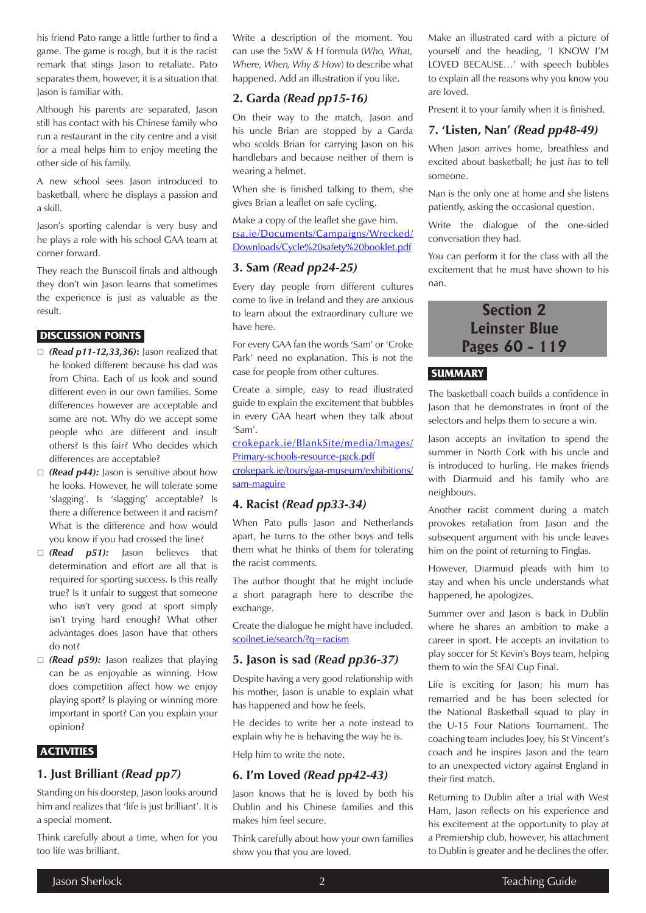his friend Pato range a little further to find a game. The game is rough, but it is the racist remark that stings Jason to retaliate. Pato separates them, however, it is a situation that Jason is familiar with.

Although his parents are separated, Jason still has contact with his Chinese family who run a restaurant in the city centre and a visit for a meal helps him to enjoy meeting the other side of his family.

A new school sees Jason introduced to basketball, where he displays a passion and a skill.

Jason's sporting calendar is very busy and he plays a role with his school GAA team at corner forward.

They reach the Bunscoil finals and although they don't win Jason learns that sometimes the experience is just as valuable as the result.

## DISCUSSION POINTS

- ***(Read p11-12,33,36)*:** Jason realized that he looked different because his dad was from China. Each of us look and sound different even in our own families. Some differences however are acceptable and some are not. Why do we accept some people who are different and insult others? Is this fair? Who decides which differences are acceptable?
- ***(Read p44)*:** Jason is sensitive about how he looks. However, he will tolerate some 'slagging'. Is 'slagging' acceptable? Is there a difference between it and racism? What is the difference and how would you know if you had crossed the line?
- ***(Read p51)*:** Jason believes that determination and effort are all that is required for sporting success. Is this really true? Is it unfair to suggest that someone who isn't very good at sport simply isn't trying hard enough? What other advantages does Jason have that others do not?
- ***(Read p59)*:** Jason realizes that playing can be as enjoyable as winning. How does competition affect how we enjoy playing sport? Is playing or winning more important in sport? Can you explain your opinion?

## ACTIVITIES

### 1. Just Brilliant *(Read pp7)*

Standing on his doorstep, Jason looks around him and realizes that 'life is just brilliant'. It is a special moment.

Think carefully about a time, when for you too life was brilliant.

Write a description of the moment. You can use the 5xW & H formula (*Who, What, Where, When, Why & How*) to describe what happened. Add an illustration if you like.

### 2. Garda *(Read pp15-16)*

On their way to the match, Jason and his uncle Brian are stopped by a Garda who scolds Brian for carrying Jason on his handlebars and because neither of them is wearing a helmet.

When she is finished talking to them, she gives Brian a leaflet on safe cycling.

Make a copy of the leaflet she gave him.
rsa.ie/Documents/Campaigns/Wrecked/Downloads/Cycle%20safety%20booklet.pdf

### 3. Sam *(Read pp24-25)*

Every day people from different cultures come to live in Ireland and they are anxious to learn about the extraordinary culture we have here.

For every GAA fan the words 'Sam' or 'Croke Park' need no explanation. This is not the case for people from other cultures.

Create a simple, easy to read illustrated guide to explain the excitement that bubbles in every GAA heart when they talk about 'Sam'.

crokepark.ie/BlankSite/media/Images/Primary-schools-resource-pack.pdf
crokepark.ie/tours/gaa-museum/exhibitions/sam-maguire

### 4. Racist *(Read pp33-34)*

When Pato pulls Jason and Netherlands apart, he turns to the other boys and tells them what he thinks of them for tolerating the racist comments.

The author thought that he might include a short paragraph here to describe the exchange.

Create the dialogue he might have included.
scoilnet.ie/search/?q=racism

### 5. Jason is sad *(Read pp36-37)*

Despite having a very good relationship with his mother, Jason is unable to explain what has happened and how he feels.

He decides to write her a note instead to explain why he is behaving the way he is.

Help him to write the note.

### 6. I'm Loved *(Read pp42-43)*

Jason knows that he is loved by both his Dublin and his Chinese families and this makes him feel secure.

Think carefully about how your own families show you that you are loved.

Make an illustrated card with a picture of yourself and the heading, 'I KNOW I'M LOVED BECAUSE…' with speech bubbles to explain all the reasons why you know you are loved.

Present it to your family when it is finished.

### 7. 'Listen, Nan' *(Read pp48-49)*

When Jason arrives home, breathless and excited about basketball; he just *has* to tell someone.

Nan is the only one at home and she listens patiently, asking the occasional question.

Write the dialogue of the one-sided conversation they had.

You can perform it for the class with all the excitement that he must have shown to his nan.

# Section 2 Leinster Blue Pages 60 - 119

## SUMMARY

The basketball coach builds a confidence in Jason that he demonstrates in front of the selectors and helps them to secure a win.

Jason accepts an invitation to spend the summer in North Cork with his uncle and is introduced to hurling. He makes friends with Diarmuid and his family who are neighbours.

Another racist comment during a match provokes retaliation from Jason and the subsequent argument with his uncle leaves him on the point of returning to Finglas.

However, Diarmuid pleads with him to stay and when his uncle understands what happened, he apologizes.

Summer over and Jason is back in Dublin where he shares an ambition to make a career in sport. He accepts an invitation to play soccer for St Kevin's Boys team, helping them to win the SFAI Cup Final.

Life is exciting for Jason; his mum has remarried and he has been selected for the National Basketball squad to play in the U-15 Four Nations Tournament. The coaching team includes Joey, his St Vincent's coach and he inspires Jason and the team to an unexpected victory against England in their first match.

Returning to Dublin after a trial with West Ham, Jason reflects on his experience and his excitement at the opportunity to play at a Premiership club, however, his attachment to Dublin is greater and he declines the offer.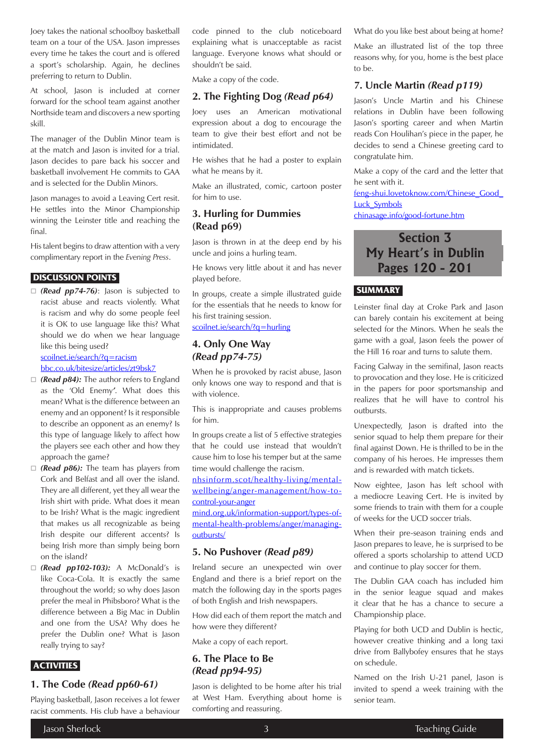Joey takes the national schoolboy basketball team on a tour of the USA. Jason impresses every time he takes the court and is offered a sport's scholarship. Again, he declines preferring to return to Dublin.

At school, Jason is included at corner forward for the school team against another Northside team and discovers a new sporting skill.

The manager of the Dublin Minor team is at the match and Jason is invited for a trial. Jason decides to pare back his soccer and basketball involvement He commits to GAA and is selected for the Dublin Minors.

Jason manages to avoid a Leaving Cert resit. He settles into the Minor Championship winning the Leinster title and reaching the final.

His talent begins to draw attention with a very complimentary report in the *Evening Press*.

## DISCUSSION POINTS

- ***(Read pp74-76)***: Jason is subjected to racist abuse and reacts violently. What is racism and why do some people feel it is OK to use language like this? What should we do when we hear language like this being used?
  scoilnet.ie/search/?q=racism
  bbc.co.uk/bitesize/articles/zt9bsk7
- ***(Read p84):*** The author refers to England as the 'Old Enemy'. What does this mean? What is the difference between an enemy and an opponent? Is it responsible to describe an opponent as an enemy? Is this type of language likely to affect how the players see each other and how they approach the game?
- ***(Read p86):*** The team has players from Cork and Belfast and all over the island. They are all different, yet they all wear the Irish shirt with pride. What does it mean to be Irish? What is the magic ingredient that makes us all recognizable as being Irish despite our different accents? Is being Irish more than simply being born on the island?
- ***(Read pp102-103):*** A McDonald's is like Coca-Cola. It is exactly the same throughout the world; so why does Jason prefer the meal in Phibsboro? What is the difference between a Big Mac in Dublin and one from the USA? Why does he prefer the Dublin one? What is Jason really trying to say?

## ACTIVITIES

### 1. The Code *(Read pp60-61)*

Playing basketball, Jason receives a lot fewer racist comments. His club have a behaviour code pinned to the club noticeboard explaining what is unacceptable as racist language. Everyone knows what should or shouldn't be said.

Make a copy of the code.

### 2. The Fighting Dog *(Read p64)*

Joey uses an American motivational expression about a dog to encourage the team to give their best effort and not be intimidated.

He wishes that he had a poster to explain what he means by it.

Make an illustrated, comic, cartoon poster for him to use.

### 3. Hurling for Dummies (Read p69)

Jason is thrown in at the deep end by his uncle and joins a hurling team.

He knows very little about it and has never played before.

In groups, create a simple illustrated guide for the essentials that he needs to know for his first training session.
scoilnet.ie/search/?q=hurling

### 4. Only One Way *(Read pp74-75)*

When he is provoked by racist abuse, Jason only knows one way to respond and that is with violence.

This is inappropriate and causes problems for him.

In groups create a list of 5 effective strategies that he could use instead that wouldn't cause him to lose his temper but at the same time would challenge the racism.
nhsinform.scot/healthy-living/mental-wellbeing/anger-management/how-to-control-your-anger
mind.org.uk/information-support/types-of-mental-health-problems/anger/managing-outbursts/

### 5. No Pushover *(Read p89)*

Ireland secure an unexpected win over England and there is a brief report on the match the following day in the sports pages of both English and Irish newspapers.

How did each of them report the match and how were they different?

Make a copy of each report.

### 6. The Place to Be *(Read pp94-95)*

Jason is delighted to be home after his trial at West Ham. Everything about home is comforting and reassuring.

What do you like best about being at home?

Make an illustrated list of the top three reasons why, for you, home is the best place to be.

### 7. Uncle Martin *(Read p119)*

Jason's Uncle Martin and his Chinese relations in Dublin have been following Jason's sporting career and when Martin reads Con Houlihan's piece in the paper, he decides to send a Chinese greeting card to congratulate him.

Make a copy of the card and the letter that he sent with it.
feng-shui.lovetoknow.com/Chinese_Good_Luck_Symbols
chinasage.info/good-fortune.htm

# Section 3
# My Heart's in Dublin
# Pages 120 - 201

## SUMMARY

Leinster final day at Croke Park and Jason can barely contain his excitement at being selected for the Minors. When he seals the game with a goal, Jason feels the power of the Hill 16 roar and turns to salute them.

Facing Galway in the semifinal, Jason reacts to provocation and they lose. He is criticized in the papers for poor sportsmanship and realizes that he will have to control his outbursts.

Unexpectedly, Jason is drafted into the senior squad to help them prepare for their final against Down. He is thrilled to be in the company of his heroes. He impresses them and is rewarded with match tickets.

Now eighteen, Jason has left school with a mediocre Leaving Cert. He is invited by some friends to train with them for a couple of weeks for the UCD soccer trials.

When their pre-season training ends and Jason prepares to leave, he is surprised to be offered a sports scholarship to attend UCD and continue to play soccer for them.

The Dublin GAA coach has included him in the senior league squad and makes it clear that he has a chance to secure a Championship place.

Playing for both UCD and Dublin is hectic, however creative thinking and a long taxi drive from Ballybofey ensures that he stays on schedule.

Named on the Irish U-21 panel, Jason is invited to spend a week training with the senior team.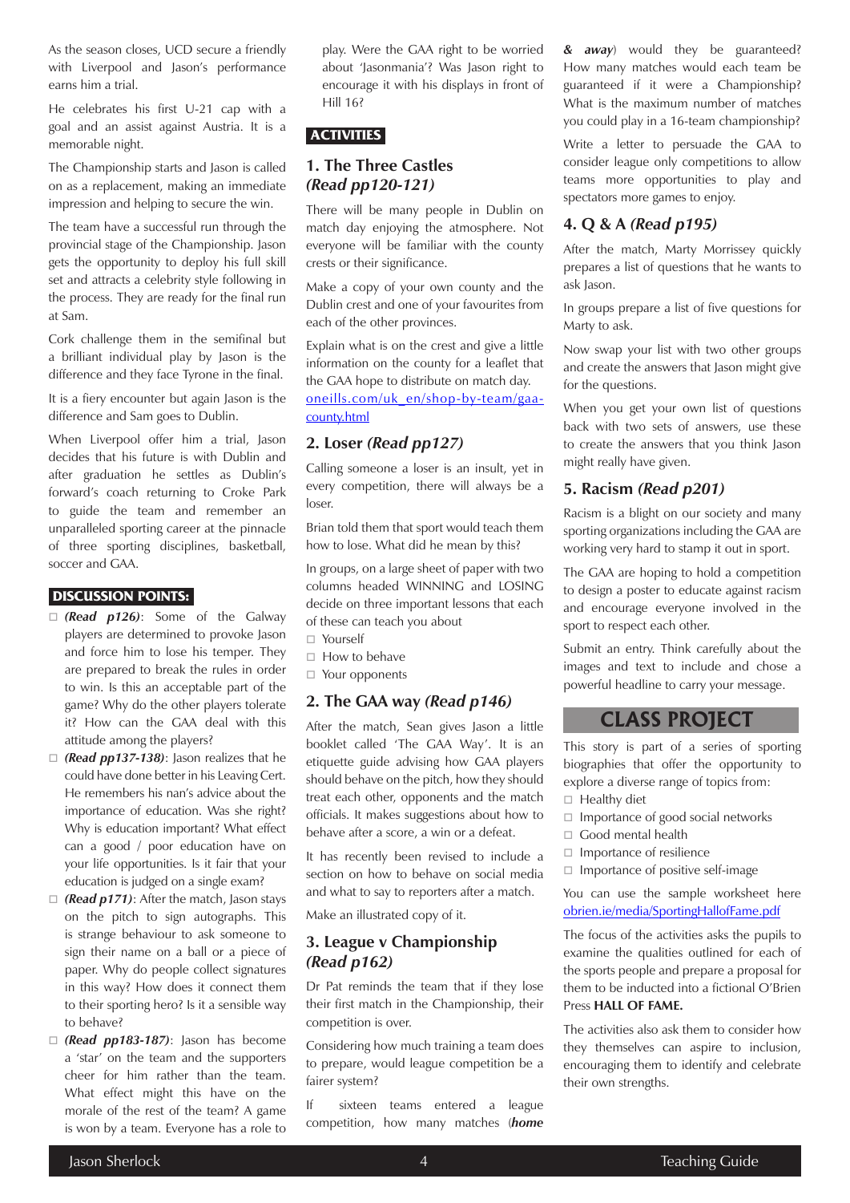As the season closes, UCD secure a friendly with Liverpool and Jason's performance earns him a trial.

He celebrates his first U-21 cap with a goal and an assist against Austria. It is a memorable night.

The Championship starts and Jason is called on as a replacement, making an immediate impression and helping to secure the win.

The team have a successful run through the provincial stage of the Championship. Jason gets the opportunity to deploy his full skill set and attracts a celebrity style following in the process. They are ready for the final run at Sam.

Cork challenge them in the semifinal but a brilliant individual play by Jason is the difference and they face Tyrone in the final.

It is a fiery encounter but again Jason is the difference and Sam goes to Dublin.

When Liverpool offer him a trial, Jason decides that his future is with Dublin and after graduation he settles as Dublin's forward's coach returning to Croke Park to guide the team and remember an unparalleled sporting career at the pinnacle of three sporting disciplines, basketball, soccer and GAA.

## DISCUSSION POINTS:

- ***(Read p126)***: Some of the Galway players are determined to provoke Jason and force him to lose his temper. They are prepared to break the rules in order to win. Is this an acceptable part of the game? Why do the other players tolerate it? How can the GAA deal with this attitude among the players?
- ***(Read pp137-138)***: Jason realizes that he could have done better in his Leaving Cert. He remembers his nan's advice about the importance of education. Was she right? Why is education important? What effect can a good / poor education have on your life opportunities. Is it fair that your education is judged on a single exam?
- ***(Read p171)***: After the match, Jason stays on the pitch to sign autographs. This is strange behaviour to ask someone to sign their name on a ball or a piece of paper. Why do people collect signatures in this way? How does it connect them to their sporting hero? Is it a sensible way to behave?
- ***(Read pp183-187)***: Jason has become a 'star' on the team and the supporters cheer for him rather than the team. What effect might this have on the morale of the rest of the team? A game is won by a team. Everyone has a role to play. Were the GAA right to be worried about 'Jasonmania'? Was Jason right to encourage it with his displays in front of Hill 16?

## ACTIVITIES

### 1. The Three Castles *(Read pp120-121)*

There will be many people in Dublin on match day enjoying the atmosphere. Not everyone will be familiar with the county crests or their significance.

Make a copy of your own county and the Dublin crest and one of your favourites from each of the other provinces.

Explain what is on the crest and give a little information on the county for a leaflet that the GAA hope to distribute on match day. oneills.com/uk_en/shop-by-team/gaa-county.html

### 2. Loser *(Read pp127)*

Calling someone a loser is an insult, yet in every competition, there will always be a loser.

Brian told them that sport would teach them how to lose. What did he mean by this?

In groups, on a large sheet of paper with two columns headed WINNING and LOSING decide on three important lessons that each of these can teach you about

- Yourself
- How to behave
- Your opponents

### 2. The GAA way *(Read p146)*

After the match, Sean gives Jason a little booklet called 'The GAA Way'. It is an etiquette guide advising how GAA players should behave on the pitch, how they should treat each other, opponents and the match officials. It makes suggestions about how to behave after a score, a win or a defeat.

It has recently been revised to include a section on how to behave on social media and what to say to reporters after a match.

Make an illustrated copy of it.

### 3. League v Championship *(Read p162)*

Dr Pat reminds the team that if they lose their first match in the Championship, their competition is over.

Considering how much training a team does to prepare, would league competition be a fairer system?

If sixteen teams entered a league competition, how many matches (***home & away***) would they be guaranteed? How many matches would each team be guaranteed if it were a Championship? What is the maximum number of matches you could play in a 16-team championship?

Write a letter to persuade the GAA to consider league only competitions to allow teams more opportunities to play and spectators more games to enjoy.

### 4. Q & A *(Read p195)*

After the match, Marty Morrissey quickly prepares a list of questions that he wants to ask Jason.

In groups prepare a list of five questions for Marty to ask.

Now swap your list with two other groups and create the answers that Jason might give for the questions.

When you get your own list of questions back with two sets of answers, use these to create the answers that you think Jason might really have given.

### 5. Racism *(Read p201)*

Racism is a blight on our society and many sporting organizations including the GAA are working very hard to stamp it out in sport.

The GAA are hoping to hold a competition to design a poster to educate against racism and encourage everyone involved in the sport to respect each other.

Submit an entry. Think carefully about the images and text to include and chose a powerful headline to carry your message.

## CLASS PROJECT

This story is part of a series of sporting biographies that offer the opportunity to explore a diverse range of topics from:

- Healthy diet
- Importance of good social networks
- Good mental health
- Importance of resilience
- Importance of positive self-image

You can use the sample worksheet here obrien.ie/media/SportingHallofFame.pdf

The focus of the activities asks the pupils to examine the qualities outlined for each of the sports people and prepare a proposal for them to be inducted into a fictional O'Brien Press **HALL OF FAME.**

The activities also ask them to consider how they themselves can aspire to inclusion, encouraging them to identify and celebrate their own strengths.